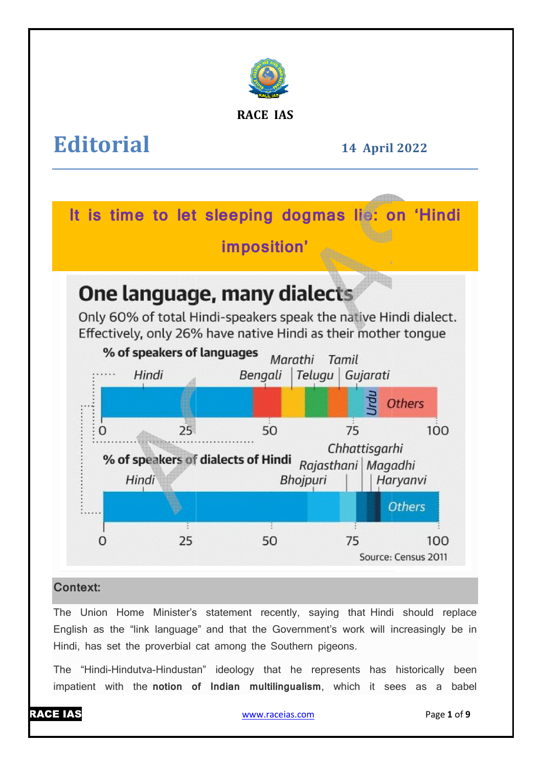RACE IAS

# Editorial

**14 April 2022**

## It is time to let sleeping dogmas lie: on 'Hindi imposition'

**One language, many dialects**

Only 60% of total Hindi-speakers speak the native Hindi dialect. Effectively, only 26% have native Hindi as their mother tongue

% of speakers of languages: Hindi, Bengali, Marathi, Telugu, Tamil, Gujarati, Urdu, Others

% of speakers of dialects of Hindi: Hindi, Bhojpuri, Rajasthani, Chhattisgarhi, Magadhi, Haryanvi, Others

Source: Census 2011

### Context:

The Union Home Minister's statement recently, saying that Hindi should replace English as the "link language" and that the Government's work will increasingly be in Hindi, has set the proverbial cat among the Southern pigeons.

The "Hindi-Hindutva-Hindustan" ideology that he represents has historically been impatient with the **notion of Indian multilingualism**, which it sees as a babel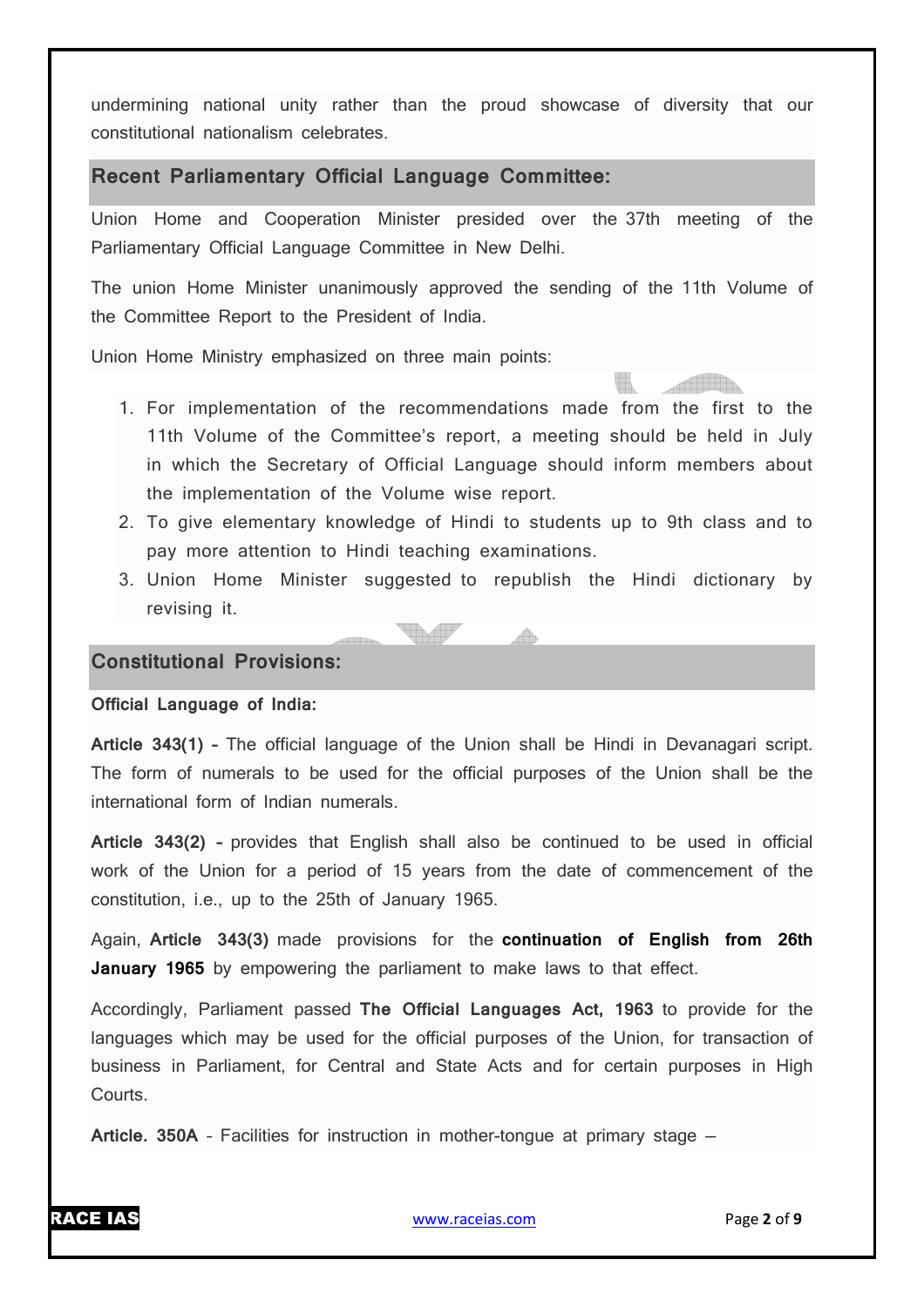undermining national unity rather than the proud showcase of diversity that our constitutional nationalism celebrates.

## Recent Parliamentary Official Language Committee:

Union Home and Cooperation Minister presided over the 37th meeting of the Parliamentary Official Language Committee in New Delhi.

The union Home Minister unanimously approved the sending of the 11th Volume of the Committee Report to the President of India.

Union Home Ministry emphasized on three main points:

1. For implementation of the recommendations made from the first to the 11th Volume of the Committee's report, a meeting should be held in July in which the Secretary of Official Language should inform members about the implementation of the Volume wise report.
2. To give elementary knowledge of Hindi to students up to 9th class and to pay more attention to Hindi teaching examinations.
3. Union Home Minister suggested to republish the Hindi dictionary by revising it.

## Constitutional Provisions:

**Official Language of India:**

**Article 343(1) -** The official language of the Union shall be Hindi in Devanagari script. The form of numerals to be used for the official purposes of the Union shall be the international form of Indian numerals.

**Article 343(2) -** provides that English shall also be continued to be used in official work of the Union for a period of 15 years from the date of commencement of the constitution, i.e., up to the 25th of January 1965.

Again, **Article 343(3)** made provisions for the **continuation of English from 26th January 1965** by empowering the parliament to make laws to that effect.

Accordingly, Parliament passed **The Official Languages Act, 1963** to provide for the languages which may be used for the official purposes of the Union, for transaction of business in Parliament, for Central and State Acts and for certain purposes in High Courts.

**Article. 350A** - Facilities for instruction in mother-tongue at primary stage –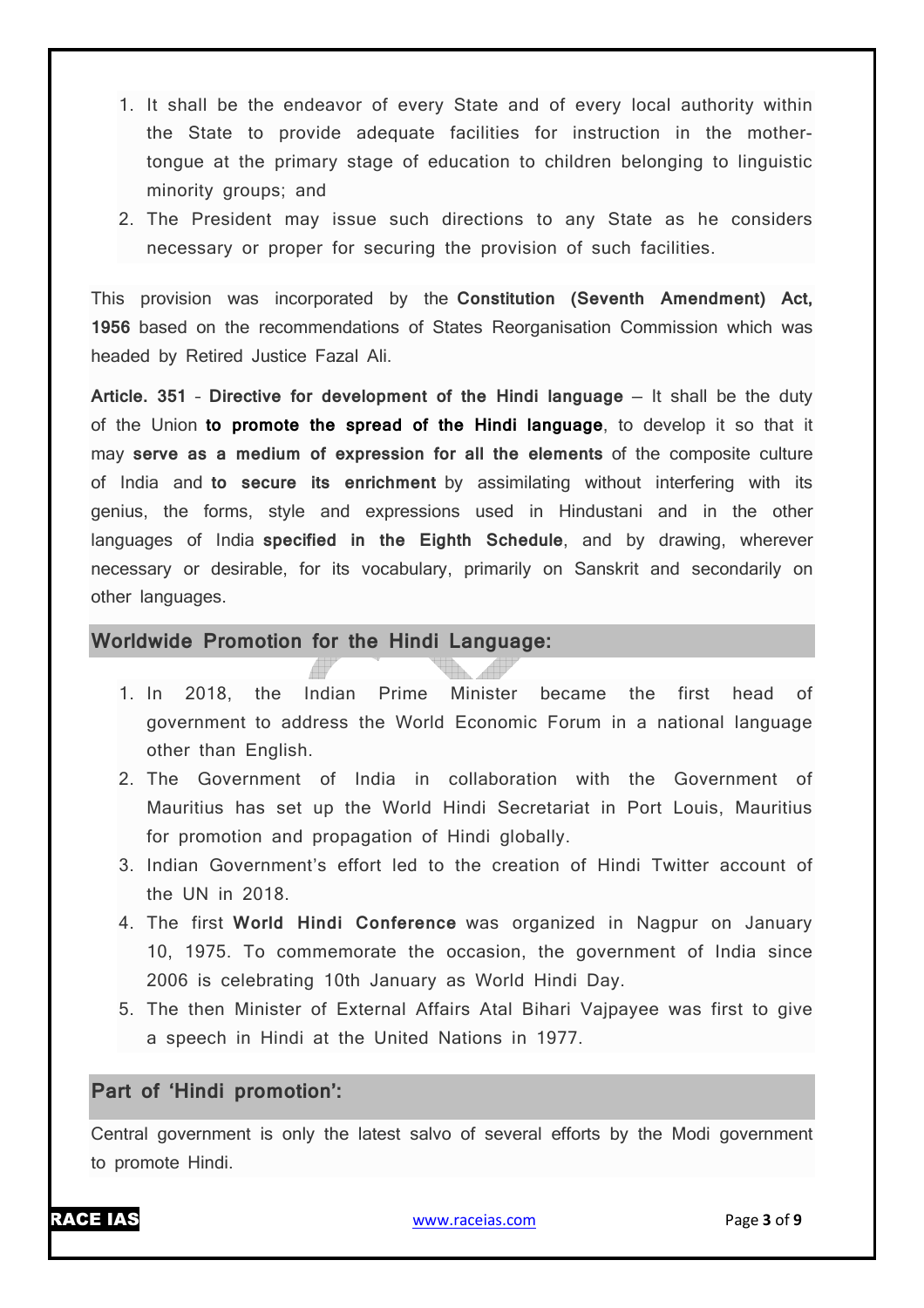1. It shall be the endeavor of every State and of every local authority within the State to provide adequate facilities for instruction in the mother-tongue at the primary stage of education to children belonging to linguistic minority groups; and
2. The President may issue such directions to any State as he considers necessary or proper for securing the provision of such facilities.

This provision was incorporated by the **Constitution (Seventh Amendment) Act, 1956** based on the recommendations of States Reorganisation Commission which was headed by Retired Justice Fazal Ali.

**Article. 351 - Directive for development of the Hindi language** – It shall be the duty of the Union **to promote the spread of the Hindi language**, to develop it so that it may **serve as a medium of expression for all the elements** of the composite culture of India and **to secure its enrichment** by assimilating without interfering with its genius, the forms, style and expressions used in Hindustani and in the other languages of India **specified in the Eighth Schedule**, and by drawing, wherever necessary or desirable, for its vocabulary, primarily on Sanskrit and secondarily on other languages.

## Worldwide Promotion for the Hindi Language:

1. In 2018, the Indian Prime Minister became the first head of government to address the World Economic Forum in a national language other than English.
2. The Government of India in collaboration with the Government of Mauritius has set up the World Hindi Secretariat in Port Louis, Mauritius for promotion and propagation of Hindi globally.
3. Indian Government's effort led to the creation of Hindi Twitter account of the UN in 2018.
4. The first **World Hindi Conference** was organized in Nagpur on January 10, 1975. To commemorate the occasion, the government of India since 2006 is celebrating 10th January as World Hindi Day.
5. The then Minister of External Affairs Atal Bihari Vajpayee was first to give a speech in Hindi at the United Nations in 1977.

## Part of 'Hindi promotion':

Central government is only the latest salvo of several efforts by the Modi government to promote Hindi.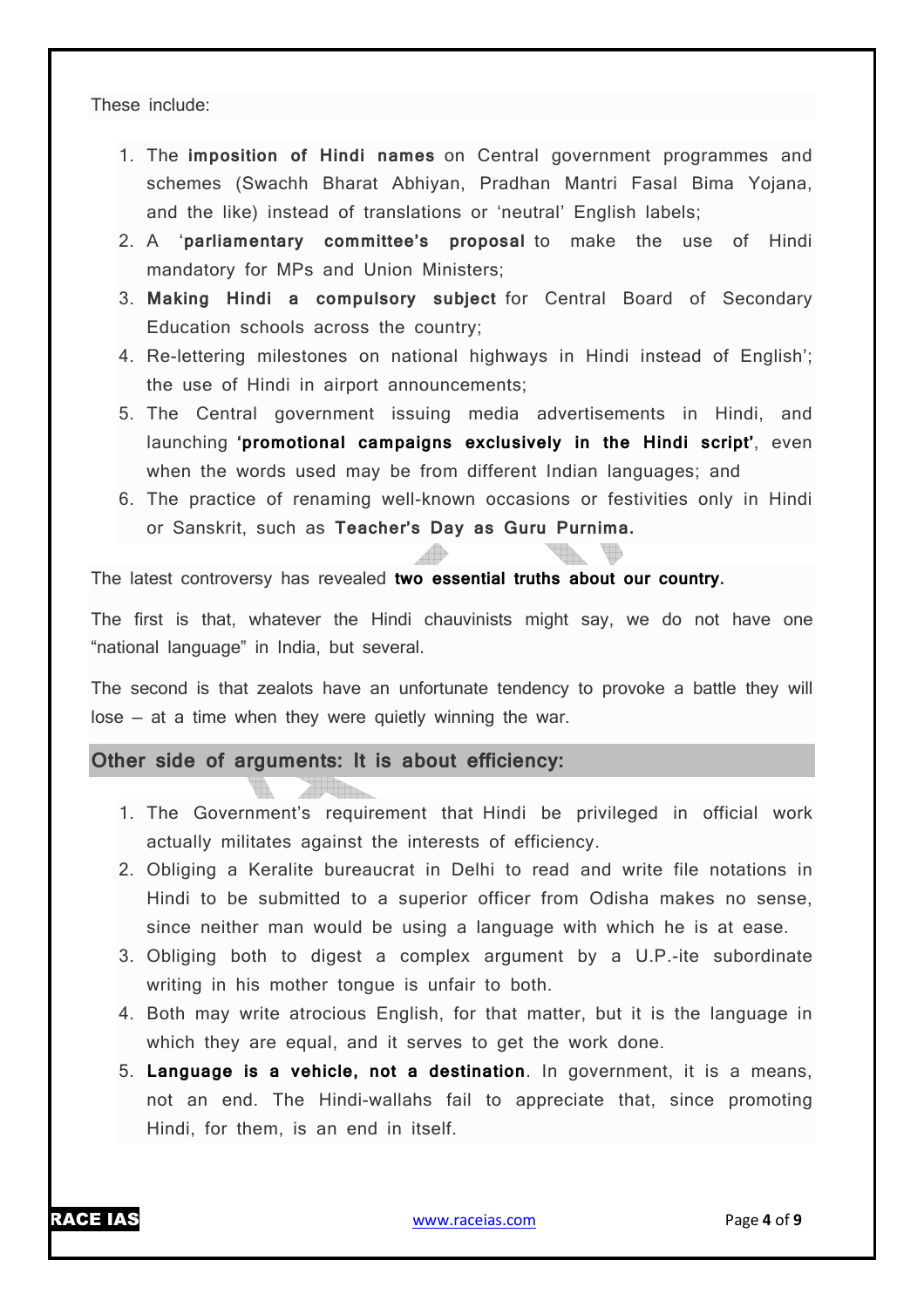These include:

1. The **imposition of Hindi names** on Central government programmes and schemes (Swachh Bharat Abhiyan, Pradhan Mantri Fasal Bima Yojana, and the like) instead of translations or 'neutral' English labels;
2. A '**parliamentary committee's proposal** to make the use of Hindi mandatory for MPs and Union Ministers;
3. **Making Hindi a compulsory subject** for Central Board of Secondary Education schools across the country;
4. Re-lettering milestones on national highways in Hindi instead of English'; the use of Hindi in airport announcements;
5. The Central government issuing media advertisements in Hindi, and launching **'promotional campaigns exclusively in the Hindi script'**, even when the words used may be from different Indian languages; and
6. The practice of renaming well-known occasions or festivities only in Hindi or Sanskrit, such as **Teacher's Day as Guru Purnima.**

The latest controversy has revealed **two essential truths about our country.**

The first is that, whatever the Hindi chauvinists might say, we do not have one "national language" in India, but several.

The second is that zealots have an unfortunate tendency to provoke a battle they will lose – at a time when they were quietly winning the war.

## Other side of arguments: It is about efficiency:

1. The Government's requirement that Hindi be privileged in official work actually militates against the interests of efficiency.
2. Obliging a Keralite bureaucrat in Delhi to read and write file notations in Hindi to be submitted to a superior officer from Odisha makes no sense, since neither man would be using a language with which he is at ease.
3. Obliging both to digest a complex argument by a U.P.-ite subordinate writing in his mother tongue is unfair to both.
4. Both may write atrocious English, for that matter, but it is the language in which they are equal, and it serves to get the work done.
5. **Language is a vehicle, not a destination**. In government, it is a means, not an end. The Hindi-wallahs fail to appreciate that, since promoting Hindi, for them, is an end in itself.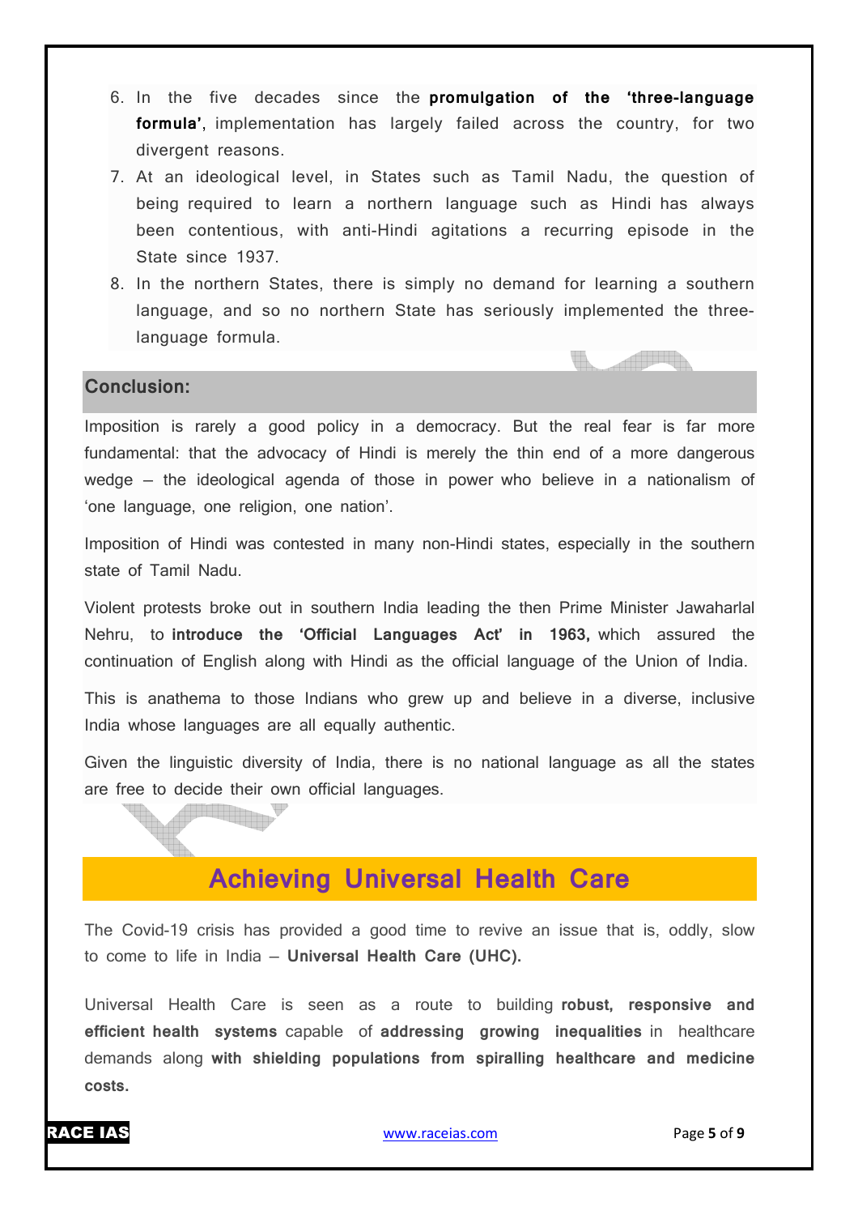6. In the five decades since the **promulgation of the 'three-language formula'**, implementation has largely failed across the country, for two divergent reasons.
7. At an ideological level, in States such as Tamil Nadu, the question of being required to learn a northern language such as Hindi has always been contentious, with anti-Hindi agitations a recurring episode in the State since 1937.
8. In the northern States, there is simply no demand for learning a southern language, and so no northern State has seriously implemented the three-language formula.

## Conclusion:

Imposition is rarely a good policy in a democracy. But the real fear is far more fundamental: that the advocacy of Hindi is merely the thin end of a more dangerous wedge – the ideological agenda of those in power who believe in a nationalism of 'one language, one religion, one nation'.

Imposition of Hindi was contested in many non-Hindi states, especially in the southern state of Tamil Nadu.

Violent protests broke out in southern India leading the then Prime Minister Jawaharlal Nehru, to **introduce the 'Official Languages Act' in 1963,** which assured the continuation of English along with Hindi as the official language of the Union of India.

This is anathema to those Indians who grew up and believe in a diverse, inclusive India whose languages are all equally authentic.

Given the linguistic diversity of India, there is no national language as all the states are free to decide their own official languages.

# Achieving Universal Health Care

The Covid-19 crisis has provided a good time to revive an issue that is, oddly, slow to come to life in India – **Universal Health Care (UHC).**

Universal Health Care is seen as a route to building **robust, responsive and efficient health systems** capable of **addressing growing inequalities** in healthcare demands along **with shielding populations from spiralling healthcare and medicine costs.**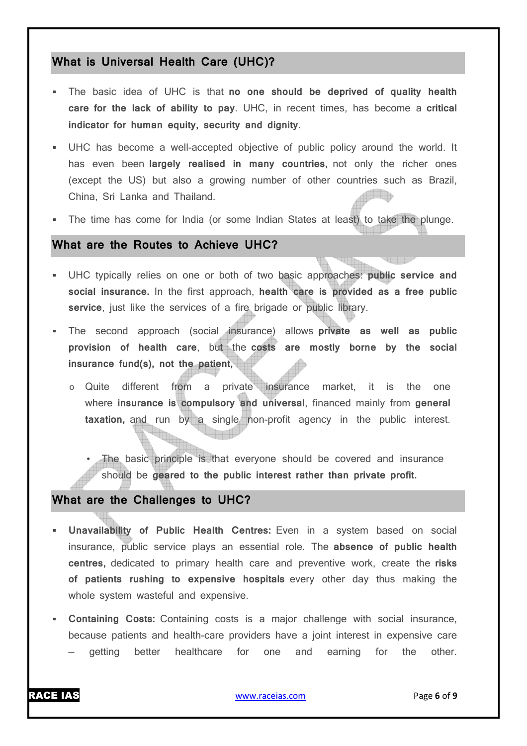## What is Universal Health Care (UHC)?

- The basic idea of UHC is that **no one should be deprived of quality health care for the lack of ability to pay**. UHC, in recent times, has become a **critical indicator for human equity, security and dignity.**
- UHC has become a well-accepted objective of public policy around the world. It has even been **largely realised in many countries,** not only the richer ones (except the US) but also a growing number of other countries such as Brazil, China, Sri Lanka and Thailand.
- The time has come for India (or some Indian States at least) to take the plunge.

## What are the Routes to Achieve UHC?

- UHC typically relies on one or both of two basic approaches: **public service and social insurance.** In the first approach, **health care is provided as a free public service**, just like the services of a fire brigade or public library.
- The second approach (social insurance) allows **private as well as public provision of health care**, but the **costs are mostly borne by the social insurance fund(s), not the patient,**
  - Quite different from a private insurance market, it is the one where **insurance is compulsory and universal**, financed mainly from **general taxation,** and run by a single non-profit agency in the public interest.
    - The basic principle is that everyone should be covered and insurance should be **geared to the public interest rather than private profit.**

## What are the Challenges to UHC?

- **Unavailability of Public Health Centres:** Even in a system based on social insurance, public service plays an essential role. The **absence of public health centres,** dedicated to primary health care and preventive work, create the **risks of patients rushing to expensive hospitals** every other day thus making the whole system wasteful and expensive.
- **Containing Costs:** Containing costs is a major challenge with social insurance, because patients and health-care providers have a joint interest in expensive care – getting better healthcare for one and earning for the other.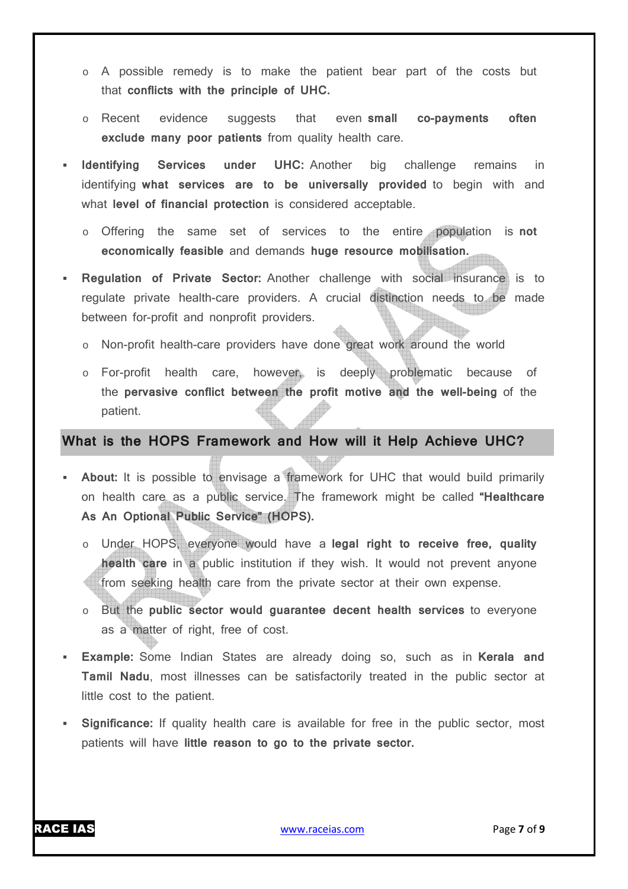- A possible remedy is to make the patient bear part of the costs but that **conflicts with the principle of UHC.**
  - Recent evidence suggests that even **small co-payments often exclude many poor patients** from quality health care.
- **Identifying Services under UHC:** Another big challenge remains in identifying **what services are to be universally provided** to begin with and what **level of financial protection** is considered acceptable.
  - Offering the same set of services to the entire population is **not economically feasible** and demands **huge resource mobilisation.**
- **Regulation of Private Sector:** Another challenge with social insurance is to regulate private health-care providers. A crucial distinction needs to be made between for-profit and nonprofit providers.
  - Non-profit health-care providers have done great work around the world
  - For-profit health care, however, is deeply problematic because of the **pervasive conflict between the profit motive and the well-being** of the patient.

## What is the HOPS Framework and How will it Help Achieve UHC?

- **About:** It is possible to envisage a framework for UHC that would build primarily on health care as a public service. The framework might be called **"Healthcare As An Optional Public Service" (HOPS).**
  - Under HOPS, everyone would have a **legal right to receive free, quality health care** in a public institution if they wish. It would not prevent anyone from seeking health care from the private sector at their own expense.
  - But the **public sector would guarantee decent health services** to everyone as a matter of right, free of cost.
- **Example:** Some Indian States are already doing so, such as in **Kerala and Tamil Nadu**, most illnesses can be satisfactorily treated in the public sector at little cost to the patient.
- **Significance:** If quality health care is available for free in the public sector, most patients will have **little reason to go to the private sector.**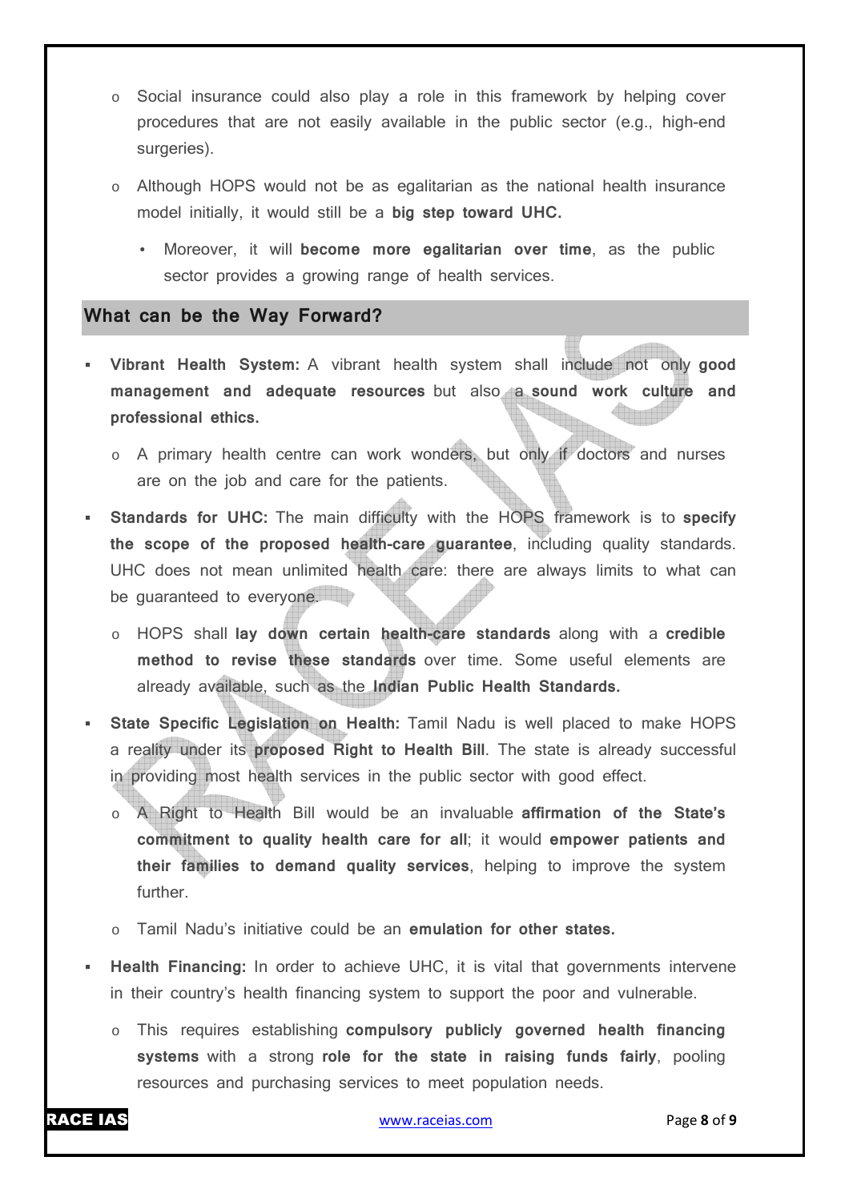- Social insurance could also play a role in this framework by helping cover procedures that are not easily available in the public sector (e.g., high-end surgeries).
- Although HOPS would not be as egalitarian as the national health insurance model initially, it would still be a **big step toward UHC.**
  - Moreover, it will **become more egalitarian over time**, as the public sector provides a growing range of health services.

## What can be the Way Forward?

- **Vibrant Health System:** A vibrant health system shall include not only **good management and adequate resources** but also a **sound work culture and professional ethics.**
  - A primary health centre can work wonders, but only if doctors and nurses are on the job and care for the patients.
- **Standards for UHC:** The main difficulty with the HOPS framework is to **specify the scope of the proposed health-care guarantee**, including quality standards. UHC does not mean unlimited health care: there are always limits to what can be guaranteed to everyone.
  - HOPS shall **lay down certain health-care standards** along with a **credible method to revise these standards** over time. Some useful elements are already available, such as the **Indian Public Health Standards.**
- **State Specific Legislation on Health:** Tamil Nadu is well placed to make HOPS a reality under its **proposed Right to Health Bill**. The state is already successful in providing most health services in the public sector with good effect.
  - A Right to Health Bill would be an invaluable **affirmation of the State's commitment to quality health care for all**; it would **empower patients and their families to demand quality services**, helping to improve the system further.
  - Tamil Nadu's initiative could be an **emulation for other states.**
- **Health Financing:** In order to achieve UHC, it is vital that governments intervene in their country's health financing system to support the poor and vulnerable.
  - This requires establishing **compulsory publicly governed health financing systems** with a strong **role for the state in raising funds fairly**, pooling resources and purchasing services to meet population needs.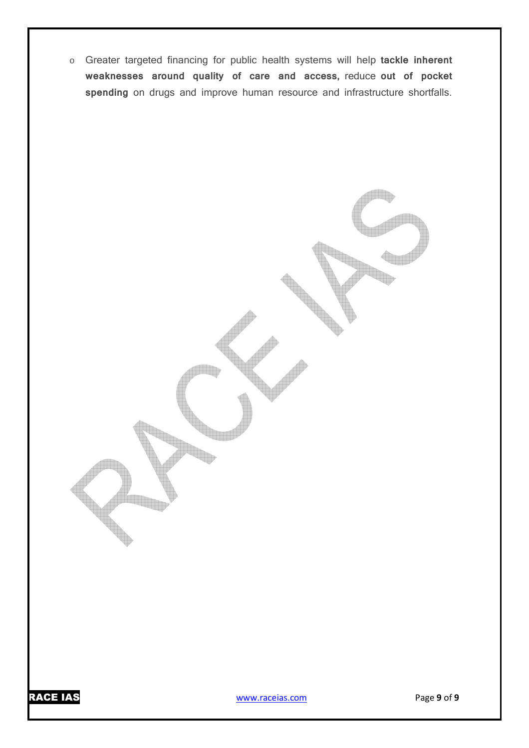- Greater targeted financing for public health systems will help **tackle inherent weaknesses around quality of care and access,** reduce **out of pocket spending** on drugs and improve human resource and infrastructure shortfalls.